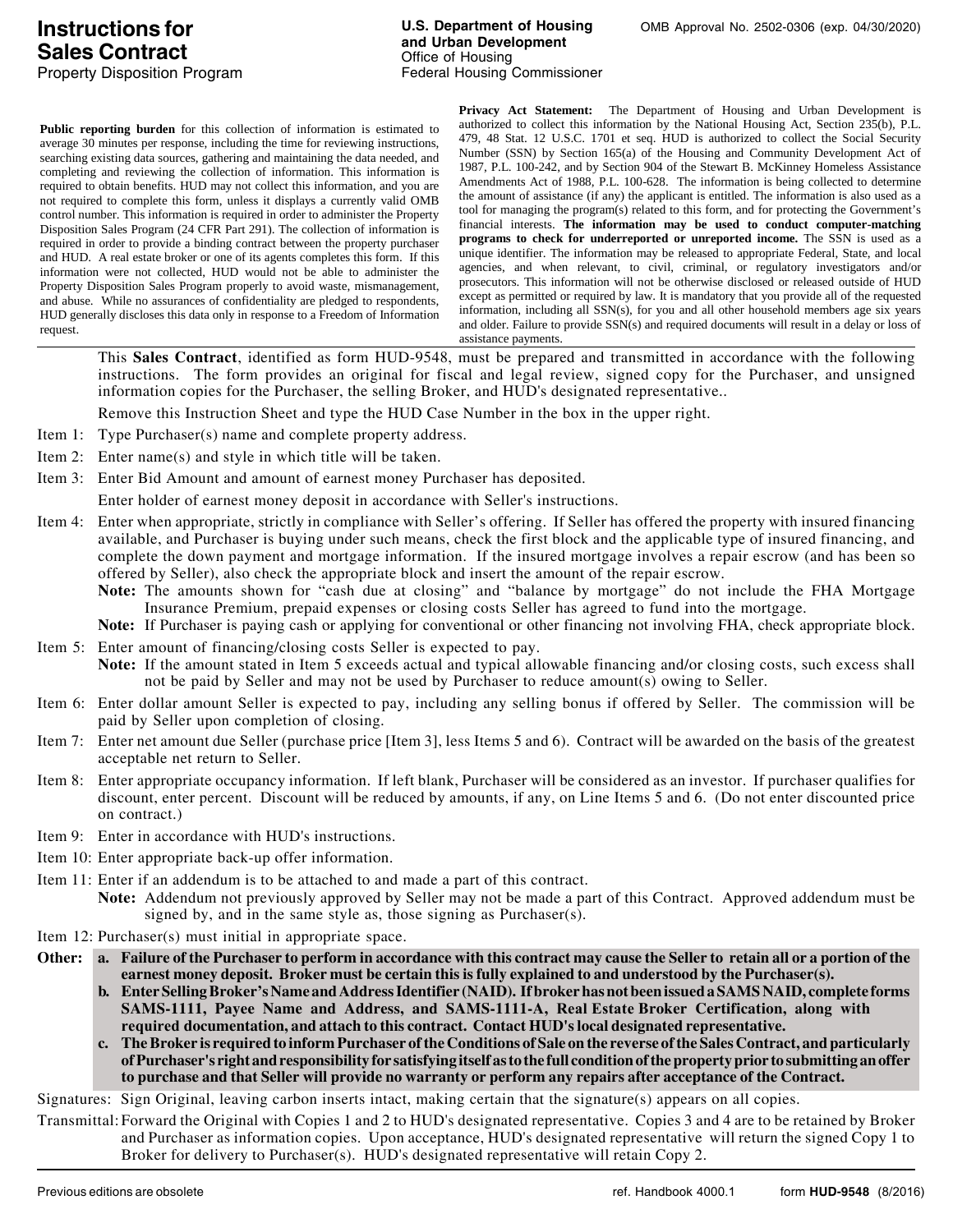# Instructions for Sales Contract

Property Disposition Program

**U.S. Department of Housing and Urban Development**
Office of Housing
Federal Housing Commissioner

OMB Approval No. 2502-0306 (exp. 04/30/2020)

**Public reporting burden** for this collection of information is estimated to average 30 minutes per response, including the time for reviewing instructions, searching existing data sources, gathering and maintaining the data needed, and completing and reviewing the collection of information. This information is required to obtain benefits. HUD may not collect this information, and you are not required to complete this form, unless it displays a currently valid OMB control number. This information is required in order to administer the Property Disposition Sales Program (24 CFR Part 291). The collection of information is required in order to provide a binding contract between the property purchaser and HUD. A real estate broker or one of its agents completes this form. If this information were not collected, HUD would not be able to administer the Property Disposition Sales Program properly to avoid waste, mismanagement, and abuse. While no assurances of confidentiality are pledged to respondents, HUD generally discloses this data only in response to a Freedom of Information request.

**Privacy Act Statement:** The Department of Housing and Urban Development is authorized to collect this information by the National Housing Act, Section 235(b), P.L. 479, 48 Stat. 12 U.S.C. 1701 et seq. HUD is authorized to collect the Social Security Number (SSN) by Section 165(a) of the Housing and Community Development Act of 1987, P.L. 100-242, and by Section 904 of the Stewart B. McKinney Homeless Assistance Amendments Act of 1988, P.L. 100-628. The information is being collected to determine the amount of assistance (if any) the applicant is entitled. The information is also used as a tool for managing the program(s) related to this form, and for protecting the Government's financial interests. **The information may be used to conduct computer-matching programs to check for underreported or unreported income.** The SSN is used as a unique identifier. The information may be released to appropriate Federal, State, and local agencies, and when relevant, to civil, criminal, or regulatory investigators and/or prosecutors. This information will not be otherwise disclosed or released outside of HUD except as permitted or required by law. It is mandatory that you provide all of the requested information, including all SSN(s), for you and all other household members age six years and older. Failure to provide SSN(s) and required documents will result in a delay or loss of assistance payments.

---

This **Sales Contract**, identified as form HUD-9548, must be prepared and transmitted in accordance with the following instructions. The form provides an original for fiscal and legal review, signed copy for the Purchaser, and unsigned information copies for the Purchaser, the selling Broker, and HUD's designated representative..

Remove this Instruction Sheet and type the HUD Case Number in the box in the upper right.

Item 1: Type Purchaser(s) name and complete property address.

Item 2: Enter name(s) and style in which title will be taken.

Item 3: Enter Bid Amount and amount of earnest money Purchaser has deposited.

Enter holder of earnest money deposit in accordance with Seller's instructions.

Item 4: Enter when appropriate, strictly in compliance with Seller's offering. If Seller has offered the property with insured financing available, and Purchaser is buying under such means, check the first block and the applicable type of insured financing, and complete the down payment and mortgage information. If the insured mortgage involves a repair escrow (and has been so offered by Seller), also check the appropriate block and insert the amount of the repair escrow.

**Note:** The amounts shown for "cash due at closing" and "balance by mortgage" do not include the FHA Mortgage Insurance Premium, prepaid expenses or closing costs Seller has agreed to fund into the mortgage.

**Note:** If Purchaser is paying cash or applying for conventional or other financing not involving FHA, check appropriate block.

Item 5: Enter amount of financing/closing costs Seller is expected to pay.

**Note:** If the amount stated in Item 5 exceeds actual and typical allowable financing and/or closing costs, such excess shall not be paid by Seller and may not be used by Purchaser to reduce amount(s) owing to Seller.

Item 6: Enter dollar amount Seller is expected to pay, including any selling bonus if offered by Seller. The commission will be paid by Seller upon completion of closing.

Item 7: Enter net amount due Seller (purchase price [Item 3], less Items 5 and 6). Contract will be awarded on the basis of the greatest acceptable net return to Seller.

Item 8: Enter appropriate occupancy information. If left blank, Purchaser will be considered as an investor. If purchaser qualifies for discount, enter percent. Discount will be reduced by amounts, if any, on Line Items 5 and 6. (Do not enter discounted price on contract.)

Item 9: Enter in accordance with HUD's instructions.

Item 10: Enter appropriate back-up offer information.

Item 11: Enter if an addendum is to be attached to and made a part of this contract.

**Note:** Addendum not previously approved by Seller may not be made a part of this Contract. Approved addendum must be signed by, and in the same style as, those signing as Purchaser(s).

Item 12: Purchaser(s) must initial in appropriate space.

**Other:**

**a. Failure of the Purchaser to perform in accordance with this contract may cause the Seller to retain all or a portion of the earnest money deposit. Broker must be certain this is fully explained to and understood by the Purchaser(s).**

**b. Enter Selling Broker's Name and Address Identifier (NAID). If broker has not been issued a SAMS NAID, complete forms SAMS-1111, Payee Name and Address, and SAMS-1111-A, Real Estate Broker Certification, along with required documentation, and attach to this contract. Contact HUD's local designated representative.**

**c. The Broker is required to inform Purchaser of the Conditions of Sale on the reverse of the Sales Contract, and particularly of Purchaser's right and responsibility for satisfying itself as to the full condition of the property prior to submitting an offer to purchase and that Seller will provide no warranty or perform any repairs after acceptance of the Contract.**

Signatures: Sign Original, leaving carbon inserts intact, making certain that the signature(s) appears on all copies.

Transmittal: Forward the Original with Copies 1 and 2 to HUD's designated representative. Copies 3 and 4 are to be retained by Broker and Purchaser as information copies. Upon acceptance, HUD's designated representative will return the signed Copy 1 to Broker for delivery to Purchaser(s). HUD's designated representative will retain Copy 2.

---

Previous editions are obsolete | ref. Handbook 4000.1 | form **HUD-9548** (8/2016)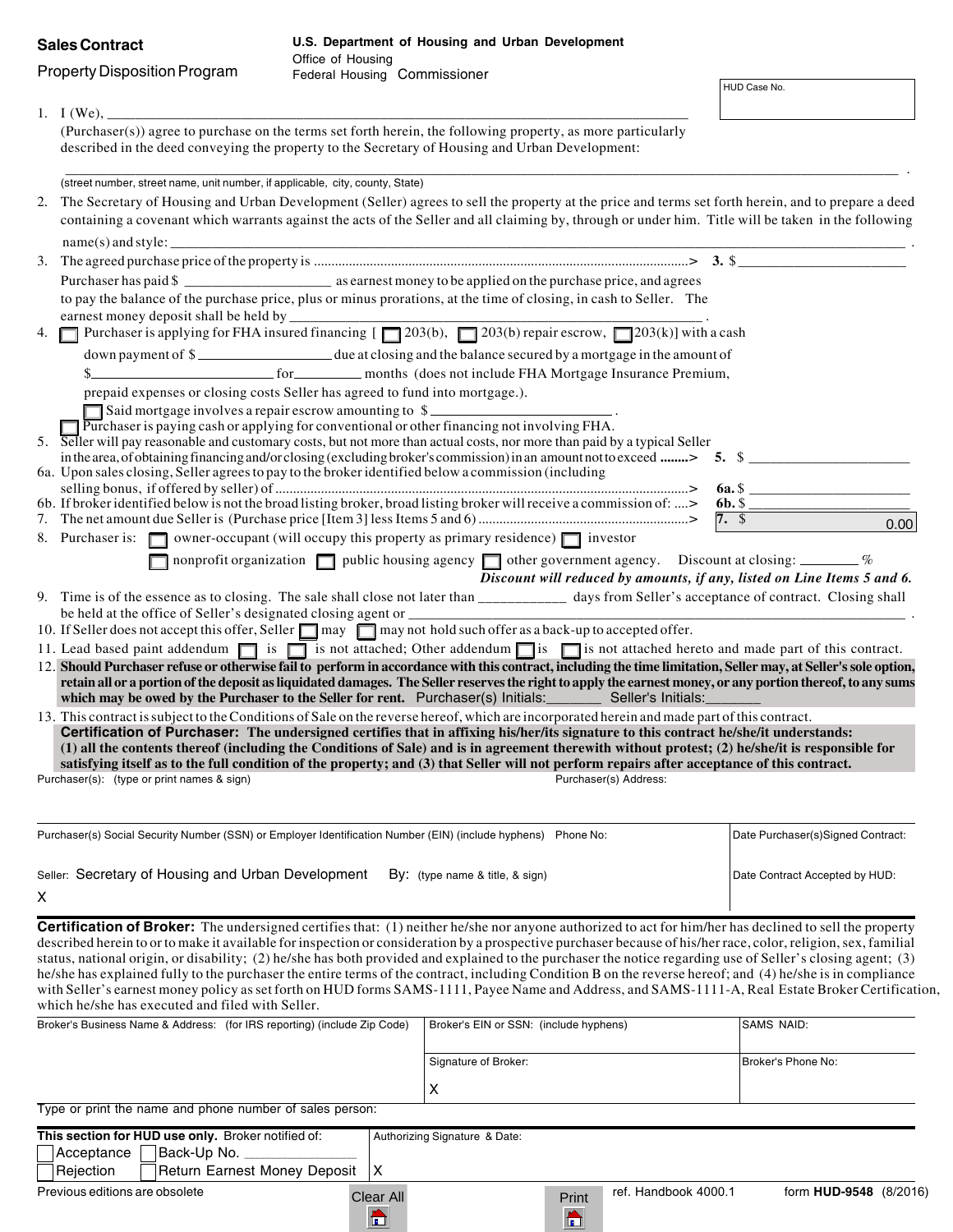**Sales Contract**

Property Disposition Program

**U.S. Department of Housing and Urban Development**
Office of Housing
Federal Housing Commissioner

HUD Case No.

1. I (We), ______________________________________________________________________________
(Purchaser(s)) agree to purchase on the terms set forth herein, the following property, as more particularly described in the deed conveying the property to the Secretary of Housing and Urban Development:

______________________________________________________________________________________________ .
(street number, street name, unit number, if applicable, city, county, State)

2. The Secretary of Housing and Urban Development (Seller) agrees to sell the property at the price and terms set forth herein, and to prepare a deed containing a covenant which warrants against the acts of the Seller and all claiming by, through or under him. Title will be taken in the following name(s) and style: ______________________________________________________________________________ .

3. The agreed purchase price of the property is ....................................................................................> **3.** $ ______________________
Purchaser has paid $ ____________________ as earnest money to be applied on the purchase price, and agrees to pay the balance of the purchase price, plus or minus prorations, at the time of closing, in cash to Seller. The earnest money deposit shall be held by _____________________________________________________ .

4. ☐ Purchaser is applying for FHA insured financing [ ☐ 203(b), ☐ 203(b) repair escrow, ☐ 203(k)] with a cash down payment of $ __________________ due at closing and the balance secured by a mortgage in the amount of $ ________________________ for ________ months (does not include FHA Mortgage Insurance Premium, prepaid expenses or closing costs Seller has agreed to fund into mortgage.).
☐ Said mortgage involves a repair escrow amounting to $ _______________________ .
☐ Purchaser is paying cash or applying for conventional or other financing not involving FHA.

5. Seller will pay reasonable and customary costs, but not more than actual costs, nor more than paid by a typical Seller in the area, of obtaining financing and/or closing (excluding broker's commission) in an amount not to exceed **........>** **5.** $ ______________________

6a. Upon sales closing, Seller agrees to pay to the broker identified below a commission (including selling bonus, if offered by seller) of .....................................................................................> **6a.** $ ______________________

6b. If broker identified below is not the broad listing broker, broad listing broker will receive a commission of: ....> **6b.** $ ______________________

7. The net amount due Seller is (Purchase price [Item 3] less Items 5 and 6) .......................................................> **7.** $ 0.00

8. Purchaser is: ☐ owner-occupant (will occupy this property as primary residence) ☐ investor
☐ nonprofit organization ☐ public housing agency ☐ other government agency. Discount at closing: _______ %
***Discount will reduced by amounts, if any, listed on Line Items 5 and 6.***

9. Time is of the essence as to closing. The sale shall close not later than ___________ days from Seller's acceptance of contract. Closing shall be held at the office of Seller's designated closing agent or ______________________________________________________________ .

10. If Seller does not accept this offer, Seller ☐ may ☐ may not hold such offer as a back-up to accepted offer.

11. Lead based paint addendum ☐ is ☐ is not attached; Other addendum ☐ is ☐ is not attached hereto and made part of this contract.

12. **Should Purchaser refuse or otherwise fail to perform in accordance with this contract, including the time limitation, Seller may, at Seller's sole option, retain all or a portion of the deposit as liquidated damages. The Seller reserves the right to apply the earnest money, or any portion thereof, to any sums which may be owed by the Purchaser to the Seller for rent.** Purchaser(s) Initials:_______ Seller's Initials:_______

13. This contract is subject to the Conditions of Sale on the reverse hereof, which are incorporated herein and made part of this contract.
**Certification of Purchaser: The undersigned certifies that in affixing his/her/its signature to this contract he/she/it understands: (1) all the contents thereof (including the Conditions of Sale) and is in agreement therewith without protest; (2) he/she/it is responsible for satisfying itself as to the full condition of the property; and (3) that Seller will not perform repairs after acceptance of this contract.**

| Purchaser(s): (type or print names & sign) | Purchaser(s) Address: | |
|---|---|---|
| Purchaser(s) Social Security Number (SSN) or Employer Identification Number (EIN) (include hyphens) | Phone No: | Date Purchaser(s)Signed Contract: |
| Seller: Secretary of Housing and Urban Development X | By: (type name & title, & sign) | Date Contract Accepted by HUD: |

**Certification of Broker:** The undersigned certifies that: (1) neither he/she nor anyone authorized to act for him/her has declined to sell the property described herein to or to make it available for inspection or consideration by a prospective purchaser because of his/her race, color, religion, sex, familial status, national origin, or disability; (2) he/she has both provided and explained to the purchaser the notice regarding use of Seller's closing agent; (3) he/she has explained fully to the purchaser the entire terms of the contract, including Condition B on the reverse hereof; and (4) he/she is in compliance with Seller's earnest money policy as set forth on HUD forms SAMS-1111, Payee Name and Address, and SAMS-1111-A, Real Estate Broker Certification, which he/she has executed and filed with Seller.

| Broker's Business Name & Address: (for IRS reporting) (include Zip Code) | Broker's EIN or SSN: (include hyphens) | SAMS NAID: |
|---|---|---|
| | Signature of Broker: X | Broker's Phone No: |

Type or print the name and phone number of sales person:

| **This section for HUD use only.** Broker notified of: | Authorizing Signature & Date: |
|---|---|
| ☐ Acceptance ☐ Back-Up No. ____________ | |
| ☐ Rejection ☐ Return Earnest Money Deposit | X |

Previous editions are obsolete ref. Handbook 4000.1 form **HUD-9548** (8/2016)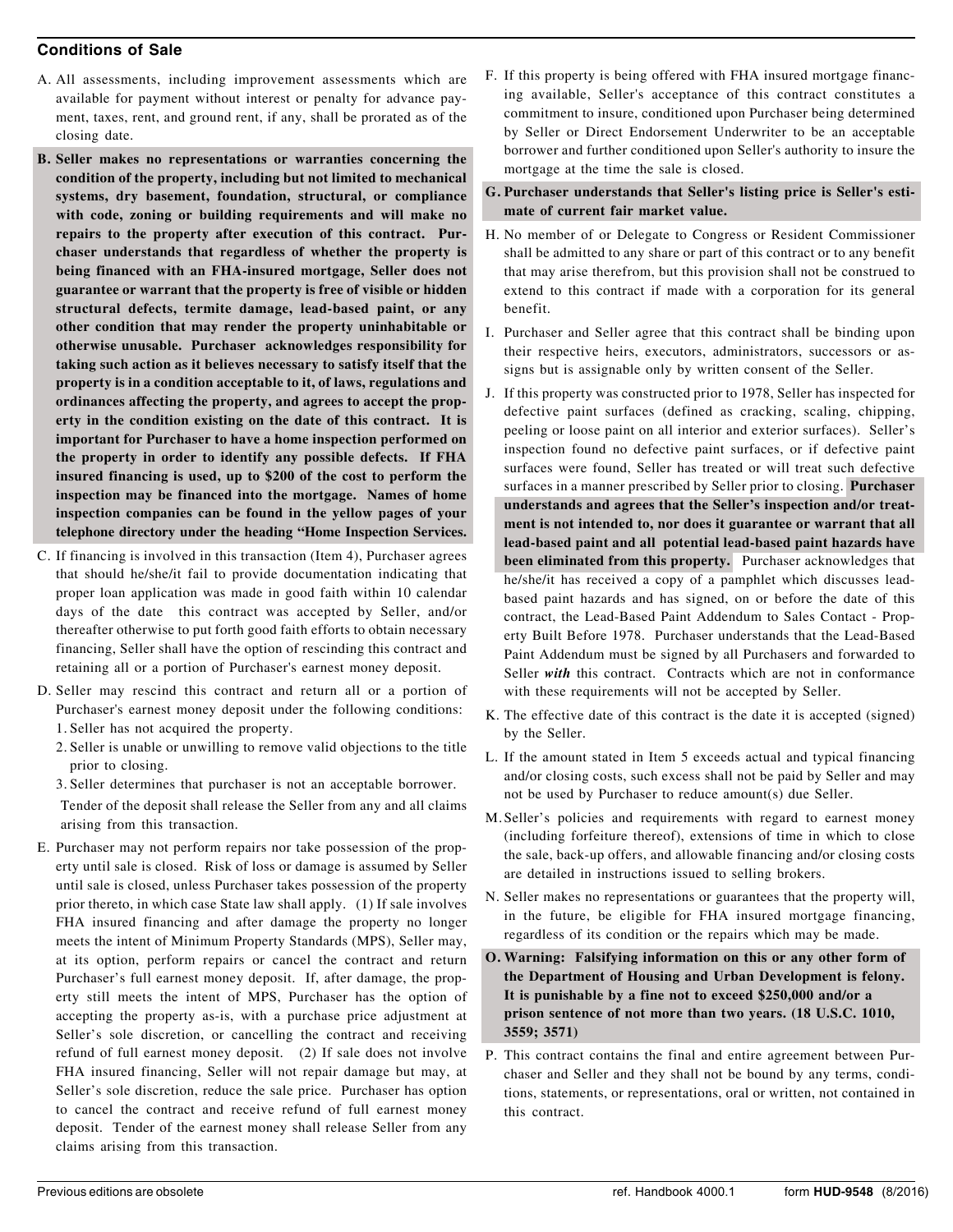## Conditions of Sale

A. All assessments, including improvement assessments which are available for payment without interest or penalty for advance payment, taxes, rent, and ground rent, if any, shall be prorated as of the closing date.

**B. Seller makes no representations or warranties concerning the condition of the property, including but not limited to mechanical systems, dry basement, foundation, structural, or compliance with code, zoning or building requirements and will make no repairs to the property after execution of this contract. Purchaser understands that regardless of whether the property is being financed with an FHA-insured mortgage, Seller does not guarantee or warrant that the property is free of visible or hidden structural defects, termite damage, lead-based paint, or any other condition that may render the property uninhabitable or otherwise unusable. Purchaser acknowledges responsibility for taking such action as it believes necessary to satisfy itself that the property is in a condition acceptable to it, of laws, regulations and ordinances affecting the property, and agrees to accept the property in the condition existing on the date of this contract. It is important for Purchaser to have a home inspection performed on the property in order to identify any possible defects. If FHA insured financing is used, up to $200 of the cost to perform the inspection may be financed into the mortgage. Names of home inspection companies can be found in the yellow pages of your telephone directory under the heading "Home Inspection Services.**

C. If financing is involved in this transaction (Item 4), Purchaser agrees that should he/she/it fail to provide documentation indicating that proper loan application was made in good faith within 10 calendar days of the date this contract was accepted by Seller, and/or thereafter otherwise to put forth good faith efforts to obtain necessary financing, Seller shall have the option of rescinding this contract and retaining all or a portion of Purchaser's earnest money deposit.

D. Seller may rescind this contract and return all or a portion of Purchaser's earnest money deposit under the following conditions:
1. Seller has not acquired the property.
2. Seller is unable or unwilling to remove valid objections to the title prior to closing.
3. Seller determines that purchaser is not an acceptable borrower.

Tender of the deposit shall release the Seller from any and all claims arising from this transaction.

E. Purchaser may not perform repairs nor take possession of the property until sale is closed. Risk of loss or damage is assumed by Seller until sale is closed, unless Purchaser takes possession of the property prior thereto, in which case State law shall apply. (1) If sale involves FHA insured financing and after damage the property no longer meets the intent of Minimum Property Standards (MPS), Seller may, at its option, perform repairs or cancel the contract and return Purchaser's full earnest money deposit. If, after damage, the property still meets the intent of MPS, Purchaser has the option of accepting the property as-is, with a purchase price adjustment at Seller's sole discretion, or cancelling the contract and receiving refund of full earnest money deposit. (2) If sale does not involve FHA insured financing, Seller will not repair damage but may, at Seller's sole discretion, reduce the sale price. Purchaser has option to cancel the contract and receive refund of full earnest money deposit. Tender of the earnest money shall release Seller from any claims arising from this transaction.

F. If this property is being offered with FHA insured mortgage financing available, Seller's acceptance of this contract constitutes a commitment to insure, conditioned upon Purchaser being determined by Seller or Direct Endorsement Underwriter to be an acceptable borrower and further conditioned upon Seller's authority to insure the mortgage at the time the sale is closed.

**G. Purchaser understands that Seller's listing price is Seller's estimate of current fair market value.**

H. No member of or Delegate to Congress or Resident Commissioner shall be admitted to any share or part of this contract or to any benefit that may arise therefrom, but this provision shall not be construed to extend to this contract if made with a corporation for its general benefit.

I. Purchaser and Seller agree that this contract shall be binding upon their respective heirs, executors, administrators, successors or assigns but is assignable only by written consent of the Seller.

J. If this property was constructed prior to 1978, Seller has inspected for defective paint surfaces (defined as cracking, scaling, chipping, peeling or loose paint on all interior and exterior surfaces). Seller's inspection found no defective paint surfaces, or if defective paint surfaces were found, Seller has treated or will treat such defective surfaces in a manner prescribed by Seller prior to closing. **Purchaser understands and agrees that the Seller's inspection and/or treatment is not intended to, nor does it guarantee or warrant that all lead-based paint and all potential lead-based paint hazards have been eliminated from this property.** Purchaser acknowledges that he/she/it has received a copy of a pamphlet which discusses lead-based paint hazards and has signed, on or before the date of this contract, the Lead-Based Paint Addendum to Sales Contact - Property Built Before 1978. Purchaser understands that the Lead-Based Paint Addendum must be signed by all Purchasers and forwarded to Seller ***with*** this contract. Contracts which are not in conformance with these requirements will not be accepted by Seller.

K. The effective date of this contract is the date it is accepted (signed) by the Seller.

L. If the amount stated in Item 5 exceeds actual and typical financing and/or closing costs, such excess shall not be paid by Seller and may not be used by Purchaser to reduce amount(s) due Seller.

M. Seller's policies and requirements with regard to earnest money (including forfeiture thereof), extensions of time in which to close the sale, back-up offers, and allowable financing and/or closing costs are detailed in instructions issued to selling brokers.

N. Seller makes no representations or guarantees that the property will, in the future, be eligible for FHA insured mortgage financing, regardless of its condition or the repairs which may be made.

**O. Warning: Falsifying information on this or any other form of the Department of Housing and Urban Development is felony. It is punishable by a fine not to exceed $250,000 and/or a prison sentence of not more than two years. (18 U.S.C. 1010, 3559; 3571)**

P. This contract contains the final and entire agreement between Purchaser and Seller and they shall not be bound by any terms, conditions, statements, or representations, oral or written, not contained in this contract.

Previous editions are obsolete | ref. Handbook 4000.1 | form **HUD-9548** (8/2016)